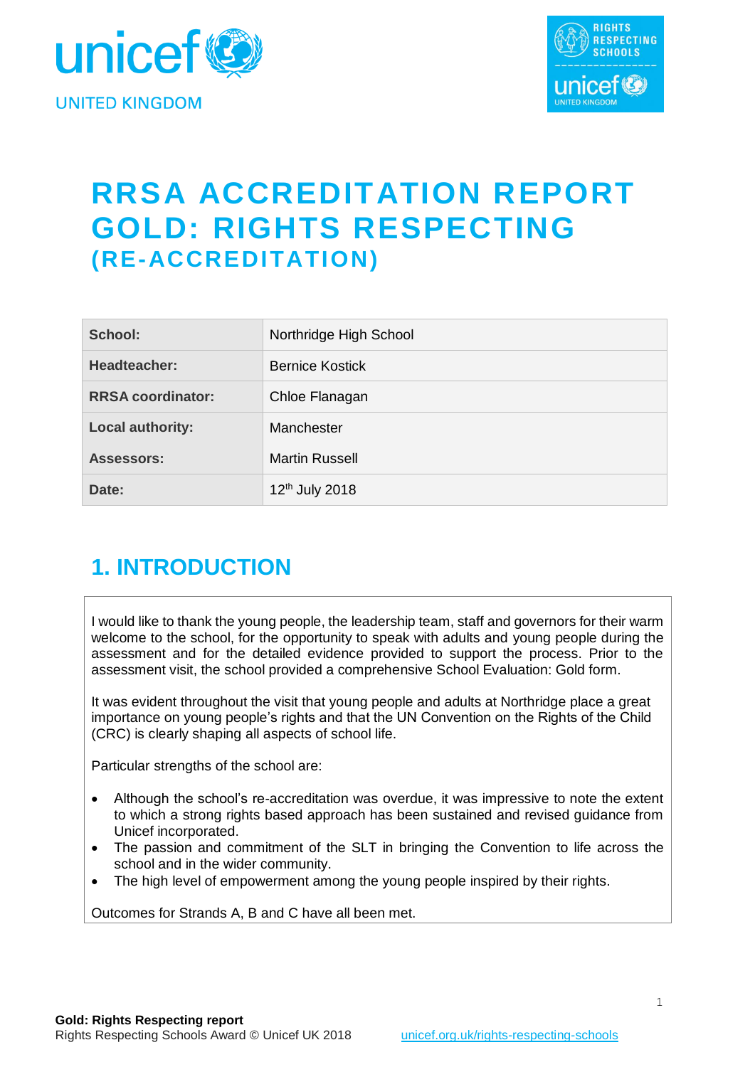# RRSA ACCREDITATION REPORT
# GOLD: RIGHTS RESPECTING
## (RE-ACCREDITATION)

| | |
|---|---|
| **School:** | Northridge High School |
| **Headteacher:** | Bernice Kostick |
| **RRSA coordinator:** | Chloe Flanagan |
| **Local authority:** | Manchester |
| **Assessors:** | Martin Russell |
| **Date:** | 12th July 2018 |

## 1. INTRODUCTION

I would like to thank the young people, the leadership team, staff and governors for their warm welcome to the school, for the opportunity to speak with adults and young people during the assessment and for the detailed evidence provided to support the process. Prior to the assessment visit, the school provided a comprehensive School Evaluation: Gold form.

It was evident throughout the visit that young people and adults at Northridge place a great importance on young people's rights and that the UN Convention on the Rights of the Child (CRC) is clearly shaping all aspects of school life.

Particular strengths of the school are:

- Although the school's re-accreditation was overdue, it was impressive to note the extent to which a strong rights based approach has been sustained and revised guidance from Unicef incorporated.
- The passion and commitment of the SLT in bringing the Convention to life across the school and in the wider community.
- The high level of empowerment among the young people inspired by their rights.

Outcomes for Strands A, B and C have all been met.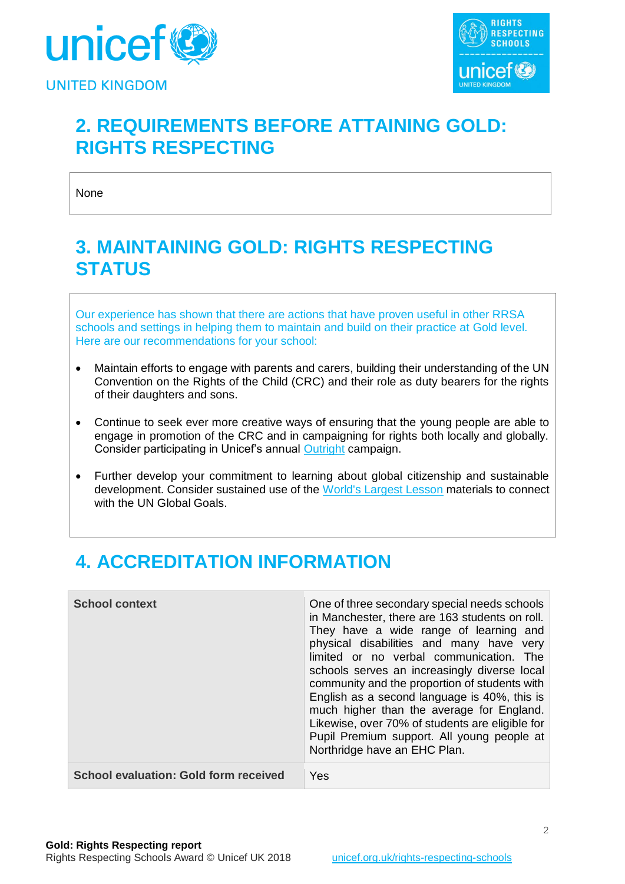## 2. REQUIREMENTS BEFORE ATTAINING GOLD: RIGHTS RESPECTING

None

## 3. MAINTAINING GOLD: RIGHTS RESPECTING STATUS

Our experience has shown that there are actions that have proven useful in other RRSA schools and settings in helping them to maintain and build on their practice at Gold level. Here are our recommendations for your school:

- Maintain efforts to engage with parents and carers, building their understanding of the UN Convention on the Rights of the Child (CRC) and their role as duty bearers for the rights of their daughters and sons.
- Continue to seek ever more creative ways of ensuring that the young people are able to engage in promotion of the CRC and in campaigning for rights both locally and globally. Consider participating in Unicef's annual Outright campaign.
- Further develop your commitment to learning about global citizenship and sustainable development. Consider sustained use of the World's Largest Lesson materials to connect with the UN Global Goals.

## 4. ACCREDITATION INFORMATION

| | |
|---|---|
| **School context** | One of three secondary special needs schools in Manchester, there are 163 students on roll. They have a wide range of learning and physical disabilities and many have very limited or no verbal communication. The schools serves an increasingly diverse local community and the proportion of students with English as a second language is 40%, this is much higher than the average for England. Likewise, over 70% of students are eligible for Pupil Premium support. All young people at Northridge have an EHC Plan. |
| **School evaluation: Gold form received** | Yes |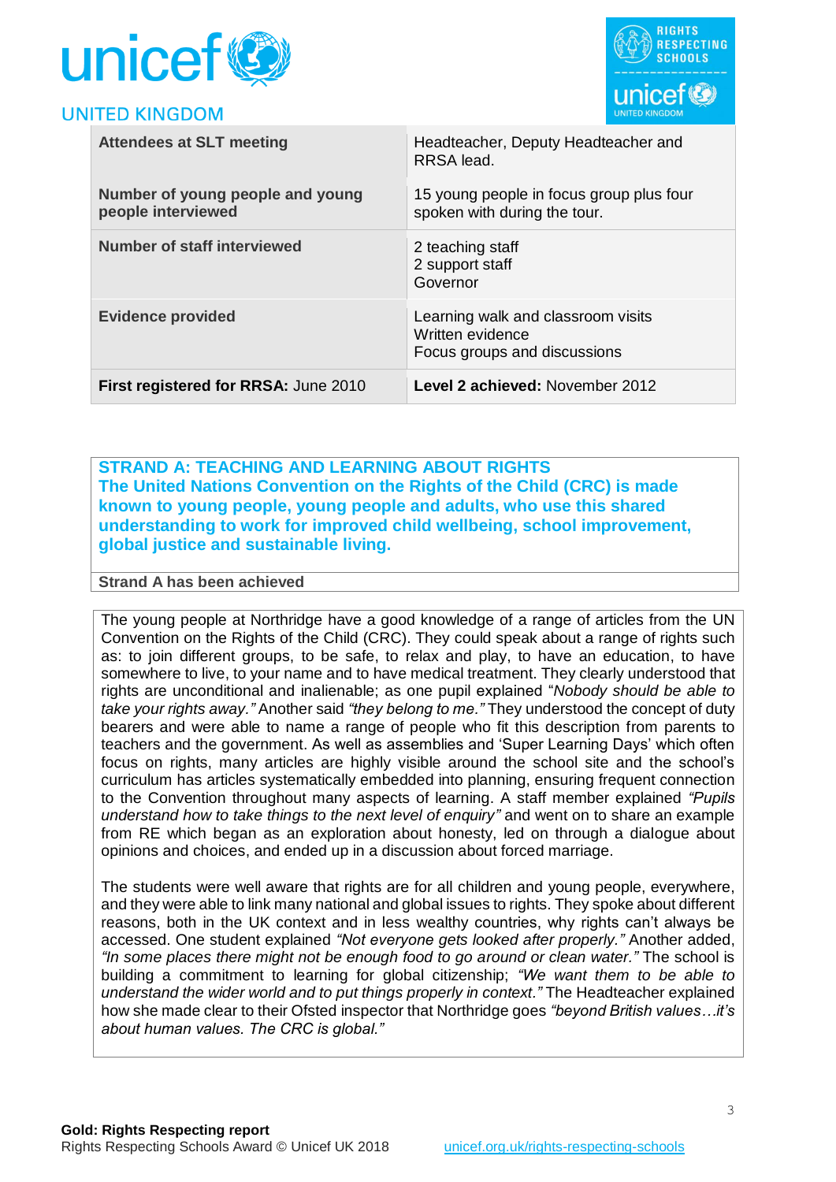| Attendees at SLT meeting | Headteacher, Deputy Headteacher and RRSA lead. |
|---|---|
| Number of young people and young people interviewed | 15 young people in focus group plus four spoken with during the tour. |
| Number of staff interviewed | 2 teaching staff<br>2 support staff<br>Governor |
| Evidence provided | Learning walk and classroom visits<br>Written evidence<br>Focus groups and discussions |
| **First registered for RRSA:** June 2010 | **Level 2 achieved:** November 2012 |

## STRAND A: TEACHING AND LEARNING ABOUT RIGHTS

**The United Nations Convention on the Rights of the Child (CRC) is made known to young people, young people and adults, who use this shared understanding to work for improved child wellbeing, school improvement, global justice and sustainable living.**

**Strand A has been achieved**

The young people at Northridge have a good knowledge of a range of articles from the UN Convention on the Rights of the Child (CRC). They could speak about a range of rights such as: to join different groups, to be safe, to relax and play, to have an education, to have somewhere to live, to your name and to have medical treatment. They clearly understood that rights are unconditional and inalienable; as one pupil explained "*Nobody should be able to take your rights away."* Another said *"they belong to me."* They understood the concept of duty bearers and were able to name a range of people who fit this description from parents to teachers and the government. As well as assemblies and 'Super Learning Days' which often focus on rights, many articles are highly visible around the school site and the school's curriculum has articles systematically embedded into planning, ensuring frequent connection to the Convention throughout many aspects of learning. A staff member explained *"Pupils understand how to take things to the next level of enquiry"* and went on to share an example from RE which began as an exploration about honesty, led on through a dialogue about opinions and choices, and ended up in a discussion about forced marriage.

The students were well aware that rights are for all children and young people, everywhere, and they were able to link many national and global issues to rights. They spoke about different reasons, both in the UK context and in less wealthy countries, why rights can't always be accessed. One student explained *"Not everyone gets looked after properly."* Another added, *"In some places there might not be enough food to go around or clean water."* The school is building a commitment to learning for global citizenship; *"We want them to be able to understand the wider world and to put things properly in context."* The Headteacher explained how she made clear to their Ofsted inspector that Northridge goes *"beyond British values…it's about human values. The CRC is global."*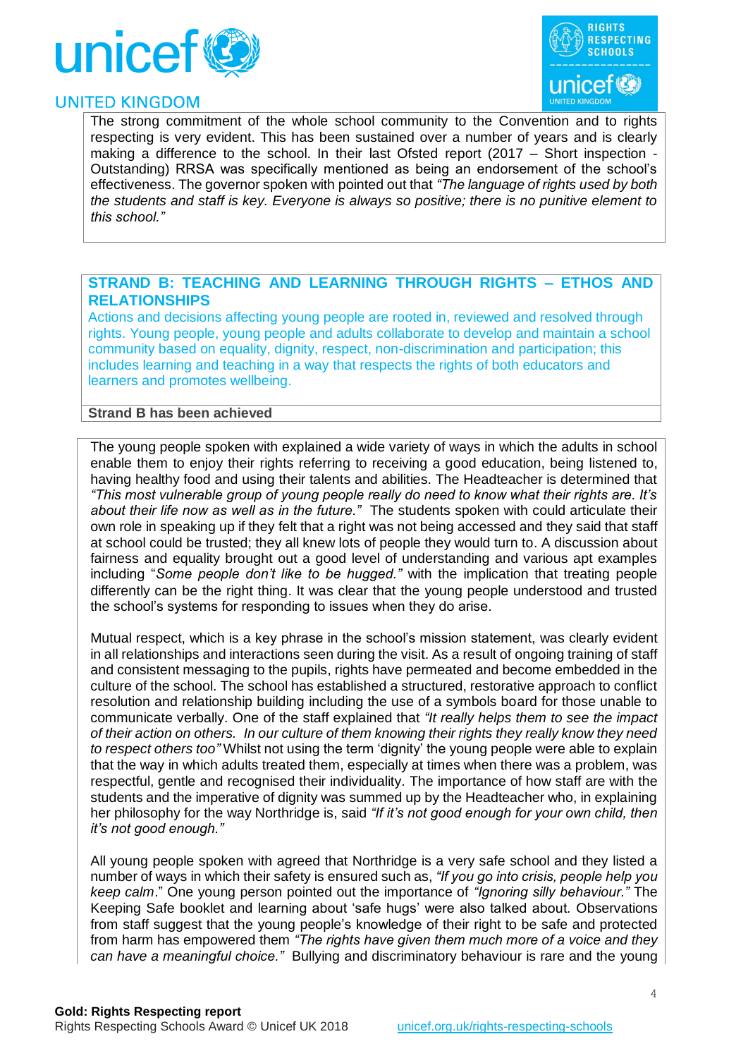The strong commitment of the whole school community to the Convention and to rights respecting is very evident. This has been sustained over a number of years and is clearly making a difference to the school. In their last Ofsted report (2017 – Short inspection - Outstanding) RRSA was specifically mentioned as being an endorsement of the school's effectiveness. The governor spoken with pointed out that *"The language of rights used by both the students and staff is key. Everyone is always so positive; there is no punitive element to this school."*

## STRAND B: TEACHING AND LEARNING THROUGH RIGHTS – ETHOS AND RELATIONSHIPS

Actions and decisions affecting young people are rooted in, reviewed and resolved through rights. Young people, young people and adults collaborate to develop and maintain a school community based on equality, dignity, respect, non-discrimination and participation; this includes learning and teaching in a way that respects the rights of both educators and learners and promotes wellbeing.

**Strand B has been achieved**

The young people spoken with explained a wide variety of ways in which the adults in school enable them to enjoy their rights referring to receiving a good education, being listened to, having healthy food and using their talents and abilities. The Headteacher is determined that *"This most vulnerable group of young people really do need to know what their rights are. It's about their life now as well as in the future."* The students spoken with could articulate their own role in speaking up if they felt that a right was not being accessed and they said that staff at school could be trusted; they all knew lots of people they would turn to. A discussion about fairness and equality brought out a good level of understanding and various apt examples including "*Some people don't like to be hugged."* with the implication that treating people differently can be the right thing. It was clear that the young people understood and trusted the school's systems for responding to issues when they do arise.

Mutual respect, which is a key phrase in the school's mission statement, was clearly evident in all relationships and interactions seen during the visit. As a result of ongoing training of staff and consistent messaging to the pupils, rights have permeated and become embedded in the culture of the school. The school has established a structured, restorative approach to conflict resolution and relationship building including the use of a symbols board for those unable to communicate verbally. One of the staff explained that *"It really helps them to see the impact of their action on others. In our culture of them knowing their rights they really know they need to respect others too"* Whilst not using the term 'dignity' the young people were able to explain that the way in which adults treated them, especially at times when there was a problem, was respectful, gentle and recognised their individuality. The importance of how staff are with the students and the imperative of dignity was summed up by the Headteacher who, in explaining her philosophy for the way Northridge is, said *"If it's not good enough for your own child, then it's not good enough."*

All young people spoken with agreed that Northridge is a very safe school and they listed a number of ways in which their safety is ensured such as, *"If you go into crisis, people help you keep calm*." One young person pointed out the importance of *"Ignoring silly behaviour."* The Keeping Safe booklet and learning about 'safe hugs' were also talked about. Observations from staff suggest that the young people's knowledge of their right to be safe and protected from harm has empowered them *"The rights have given them much more of a voice and they can have a meaningful choice."* Bullying and discriminatory behaviour is rare and the young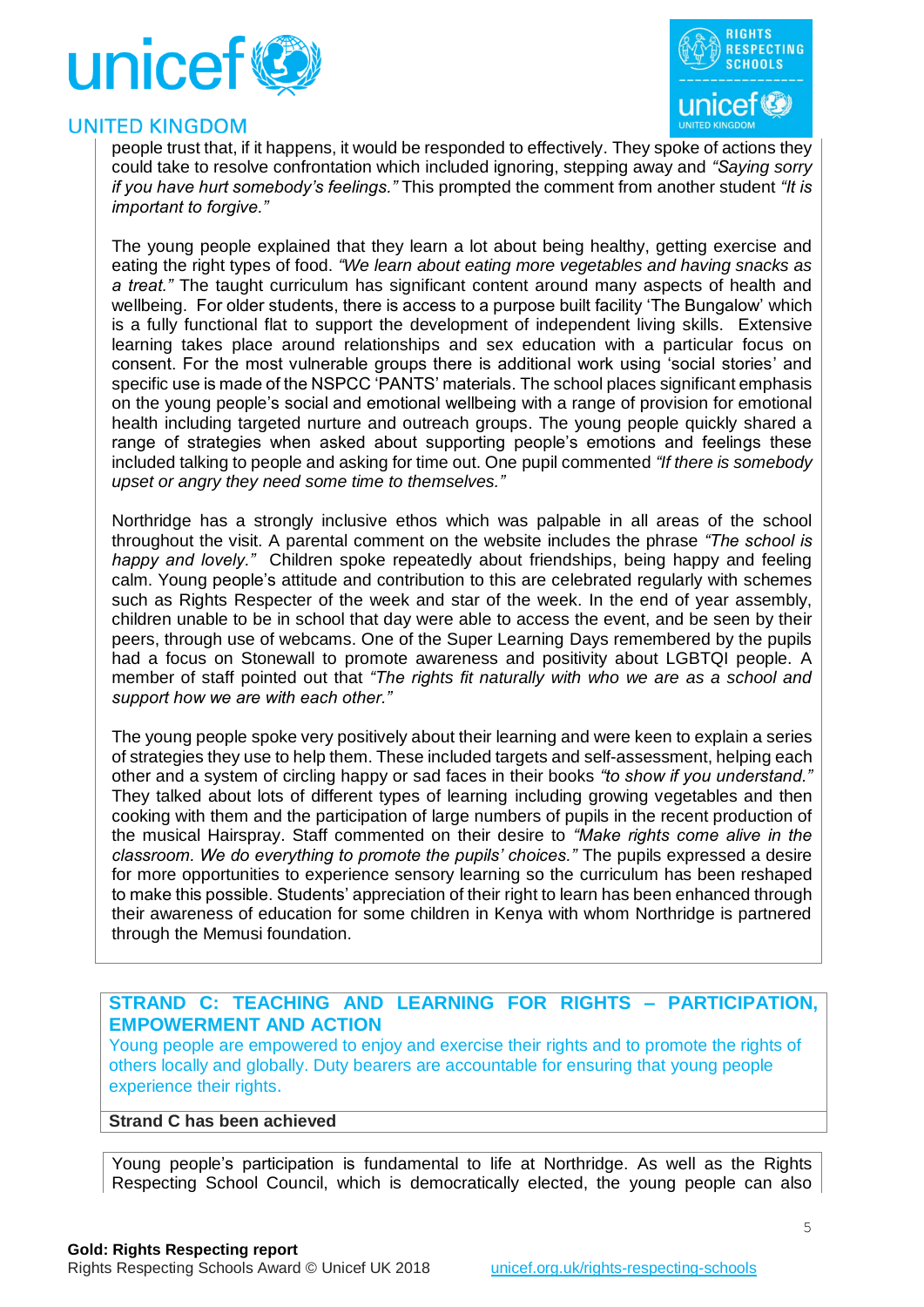people trust that, if it happens, it would be responded to effectively. They spoke of actions they could take to resolve confrontation which included ignoring, stepping away and *"Saying sorry if you have hurt somebody's feelings."* This prompted the comment from another student *"It is important to forgive."*

The young people explained that they learn a lot about being healthy, getting exercise and eating the right types of food. *"We learn about eating more vegetables and having snacks as a treat."* The taught curriculum has significant content around many aspects of health and wellbeing. For older students, there is access to a purpose built facility 'The Bungalow' which is a fully functional flat to support the development of independent living skills. Extensive learning takes place around relationships and sex education with a particular focus on consent. For the most vulnerable groups there is additional work using 'social stories' and specific use is made of the NSPCC 'PANTS' materials. The school places significant emphasis on the young people's social and emotional wellbeing with a range of provision for emotional health including targeted nurture and outreach groups. The young people quickly shared a range of strategies when asked about supporting people's emotions and feelings these included talking to people and asking for time out. One pupil commented *"If there is somebody upset or angry they need some time to themselves."*

Northridge has a strongly inclusive ethos which was palpable in all areas of the school throughout the visit. A parental comment on the website includes the phrase *"The school is happy and lovely."* Children spoke repeatedly about friendships, being happy and feeling calm. Young people's attitude and contribution to this are celebrated regularly with schemes such as Rights Respecter of the week and star of the week. In the end of year assembly, children unable to be in school that day were able to access the event, and be seen by their peers, through use of webcams. One of the Super Learning Days remembered by the pupils had a focus on Stonewall to promote awareness and positivity about LGBTQI people. A member of staff pointed out that *"The rights fit naturally with who we are as a school and support how we are with each other."*

The young people spoke very positively about their learning and were keen to explain a series of strategies they use to help them. These included targets and self-assessment, helping each other and a system of circling happy or sad faces in their books *"to show if you understand."* They talked about lots of different types of learning including growing vegetables and then cooking with them and the participation of large numbers of pupils in the recent production of the musical Hairspray. Staff commented on their desire to *"Make rights come alive in the classroom. We do everything to promote the pupils' choices."* The pupils expressed a desire for more opportunities to experience sensory learning so the curriculum has been reshaped to make this possible. Students' appreciation of their right to learn has been enhanced through their awareness of education for some children in Kenya with whom Northridge is partnered through the Memusi foundation.

## STRAND C: TEACHING AND LEARNING FOR RIGHTS – PARTICIPATION, EMPOWERMENT AND ACTION

Young people are empowered to enjoy and exercise their rights and to promote the rights of others locally and globally. Duty bearers are accountable for ensuring that young people experience their rights.

**Strand C has been achieved**

Young people's participation is fundamental to life at Northridge. As well as the Rights Respecting School Council, which is democratically elected, the young people can also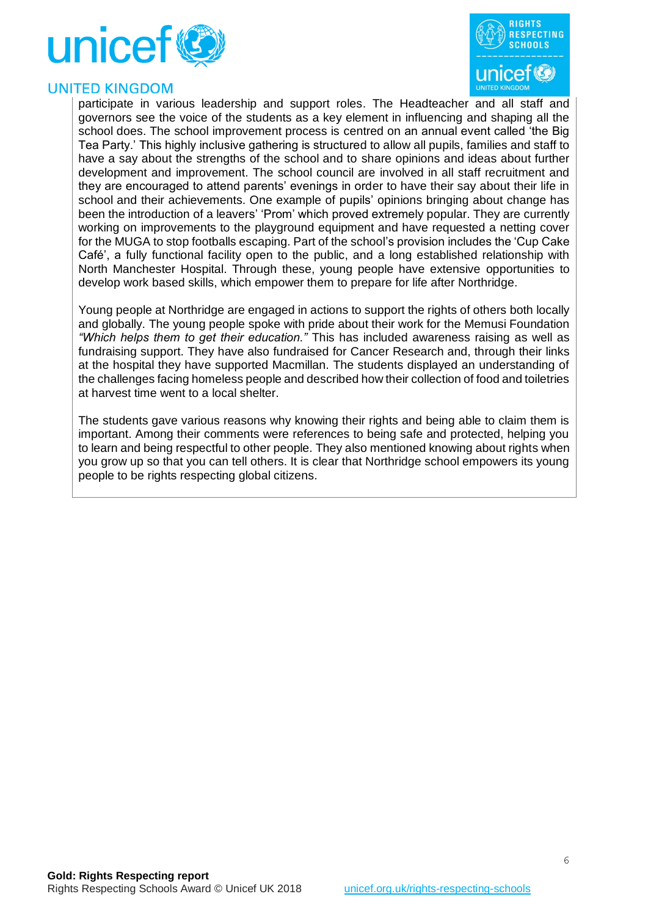participate in various leadership and support roles. The Headteacher and all staff and governors see the voice of the students as a key element in influencing and shaping all the school does. The school improvement process is centred on an annual event called 'the Big Tea Party.' This highly inclusive gathering is structured to allow all pupils, families and staff to have a say about the strengths of the school and to share opinions and ideas about further development and improvement. The school council are involved in all staff recruitment and they are encouraged to attend parents' evenings in order to have their say about their life in school and their achievements. One example of pupils' opinions bringing about change has been the introduction of a leavers' 'Prom' which proved extremely popular. They are currently working on improvements to the playground equipment and have requested a netting cover for the MUGA to stop footballs escaping. Part of the school's provision includes the 'Cup Cake Café', a fully functional facility open to the public, and a long established relationship with North Manchester Hospital. Through these, young people have extensive opportunities to develop work based skills, which empower them to prepare for life after Northridge.

Young people at Northridge are engaged in actions to support the rights of others both locally and globally. The young people spoke with pride about their work for the Memusi Foundation *"Which helps them to get their education."* This has included awareness raising as well as fundraising support. They have also fundraised for Cancer Research and, through their links at the hospital they have supported Macmillan. The students displayed an understanding of the challenges facing homeless people and described how their collection of food and toiletries at harvest time went to a local shelter.

The students gave various reasons why knowing their rights and being able to claim them is important. Among their comments were references to being safe and protected, helping you to learn and being respectful to other people. They also mentioned knowing about rights when you grow up so that you can tell others. It is clear that Northridge school empowers its young people to be rights respecting global citizens.